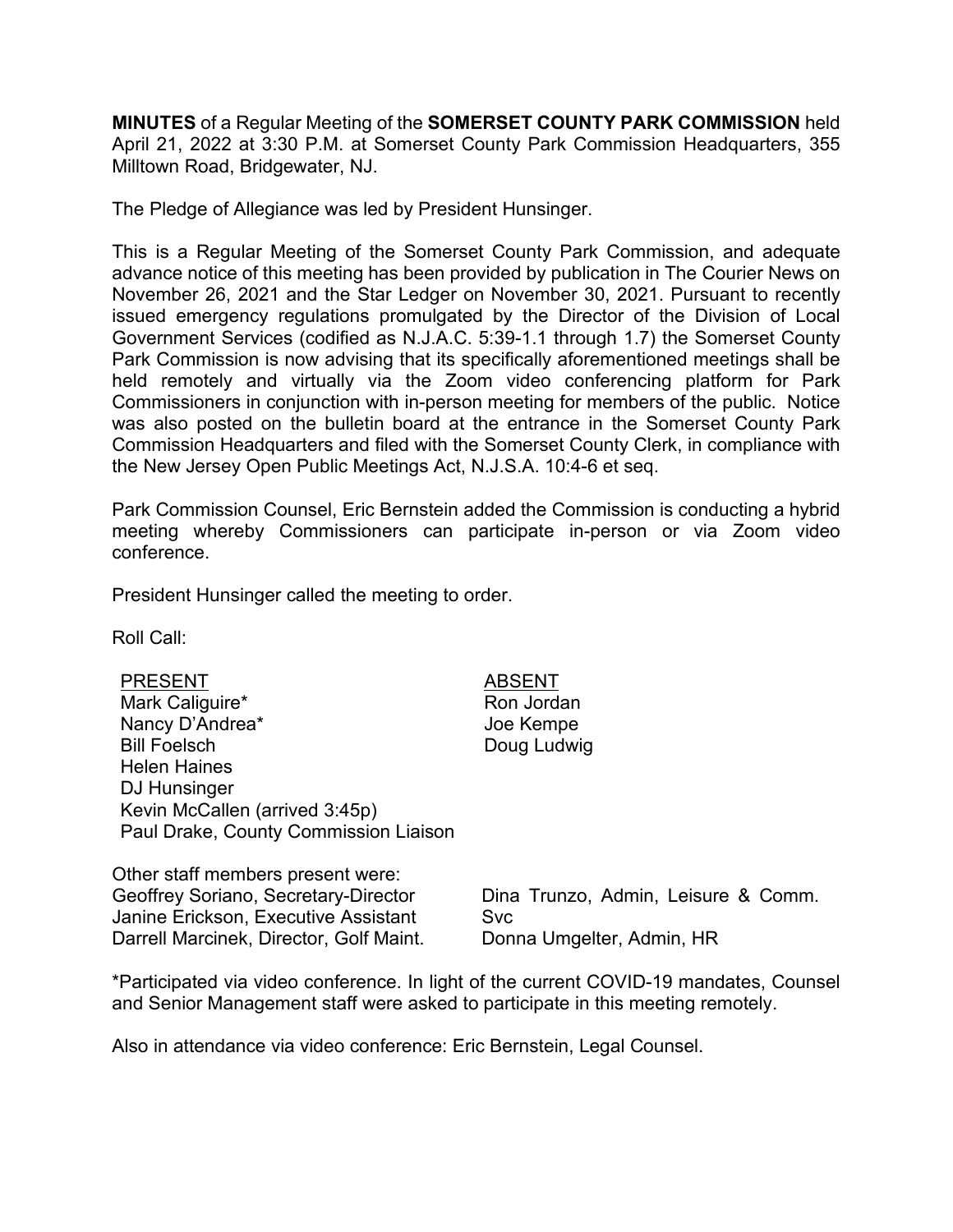**MINUTES** of a Regular Meeting of the **SOMERSET COUNTY PARK COMMISSION** held April 21, 2022 at 3:30 P.M. at Somerset County Park Commission Headquarters, 355 Milltown Road, Bridgewater, NJ.

The Pledge of Allegiance was led by President Hunsinger.

This is a Regular Meeting of the Somerset County Park Commission, and adequate advance notice of this meeting has been provided by publication in The Courier News on November 26, 2021 and the Star Ledger on November 30, 2021. Pursuant to recently issued emergency regulations promulgated by the Director of the Division of Local Government Services (codified as N.J.A.C. 5:39-1.1 through 1.7) the Somerset County Park Commission is now advising that its specifically aforementioned meetings shall be held remotely and virtually via the Zoom video conferencing platform for Park Commissioners in conjunction with in-person meeting for members of the public. Notice was also posted on the bulletin board at the entrance in the Somerset County Park Commission Headquarters and filed with the Somerset County Clerk, in compliance with the New Jersey Open Public Meetings Act, N.J.S.A. 10:4-6 et seq.

Park Commission Counsel, Eric Bernstein added the Commission is conducting a hybrid meeting whereby Commissioners can participate in-person or via Zoom video conference.

President Hunsinger called the meeting to order.

Roll Call:

| PRESENT | ABSENT |
|---|---|
| Mark Caliguire* | Ron Jordan |
| Nancy D'Andrea* | Joe Kempe |
| Bill Foelsch | Doug Ludwig |
| Helen Haines | |
| DJ Hunsinger | |
| Kevin McCallen (arrived 3:45p) | |
| Paul Drake, County Commission Liaison | |

Other staff members present were:

| | |
|---|---|
| Geoffrey Soriano, Secretary-Director | Dina Trunzo, Admin, Leisure & Comm. Svc |
| Janine Erickson, Executive Assistant | Donna Umgelter, Admin, HR |
| Darrell Marcinek, Director, Golf Maint. | |

*Participated via video conference. In light of the current COVID-19 mandates, Counsel and Senior Management staff were asked to participate in this meeting remotely.

Also in attendance via video conference: Eric Bernstein, Legal Counsel.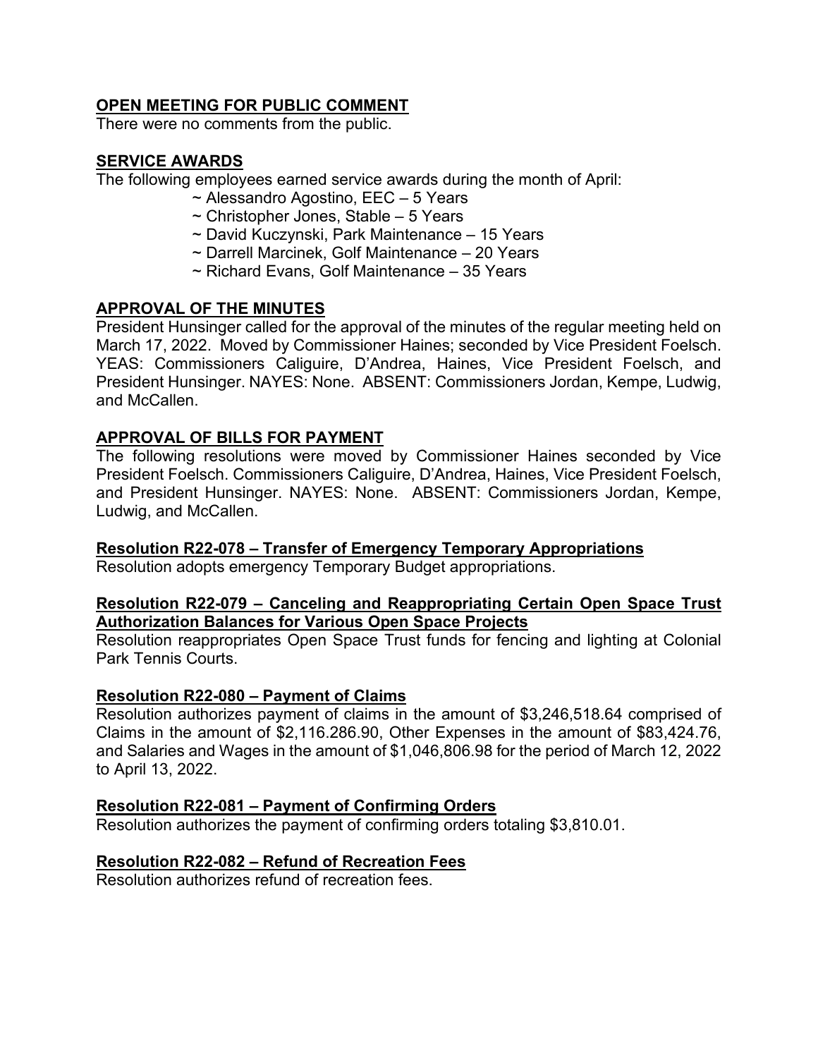## OPEN MEETING FOR PUBLIC COMMENT

There were no comments from the public.

## SERVICE AWARDS

The following employees earned service awards during the month of April:

- ~ Alessandro Agostino, EEC – 5 Years
- ~ Christopher Jones, Stable – 5 Years
- ~ David Kuczynski, Park Maintenance – 15 Years
- ~ Darrell Marcinek, Golf Maintenance – 20 Years
- ~ Richard Evans, Golf Maintenance – 35 Years

## APPROVAL OF THE MINUTES

President Hunsinger called for the approval of the minutes of the regular meeting held on March 17, 2022. Moved by Commissioner Haines; seconded by Vice President Foelsch. YEAS: Commissioners Caliguire, D'Andrea, Haines, Vice President Foelsch, and President Hunsinger. NAYES: None. ABSENT: Commissioners Jordan, Kempe, Ludwig, and McCallen.

## APPROVAL OF BILLS FOR PAYMENT

The following resolutions were moved by Commissioner Haines seconded by Vice President Foelsch. Commissioners Caliguire, D'Andrea, Haines, Vice President Foelsch, and President Hunsinger. NAYES: None. ABSENT: Commissioners Jordan, Kempe, Ludwig, and McCallen.

### Resolution R22-078 – Transfer of Emergency Temporary Appropriations

Resolution adopts emergency Temporary Budget appropriations.

### Resolution R22-079 – Canceling and Reappropriating Certain Open Space Trust Authorization Balances for Various Open Space Projects

Resolution reappropriates Open Space Trust funds for fencing and lighting at Colonial Park Tennis Courts.

### Resolution R22-080 – Payment of Claims

Resolution authorizes payment of claims in the amount of $3,246,518.64 comprised of Claims in the amount of $2,116.286.90, Other Expenses in the amount of $83,424.76, and Salaries and Wages in the amount of $1,046,806.98 for the period of March 12, 2022 to April 13, 2022.

### Resolution R22-081 – Payment of Confirming Orders

Resolution authorizes the payment of confirming orders totaling $3,810.01.

### Resolution R22-082 – Refund of Recreation Fees

Resolution authorizes refund of recreation fees.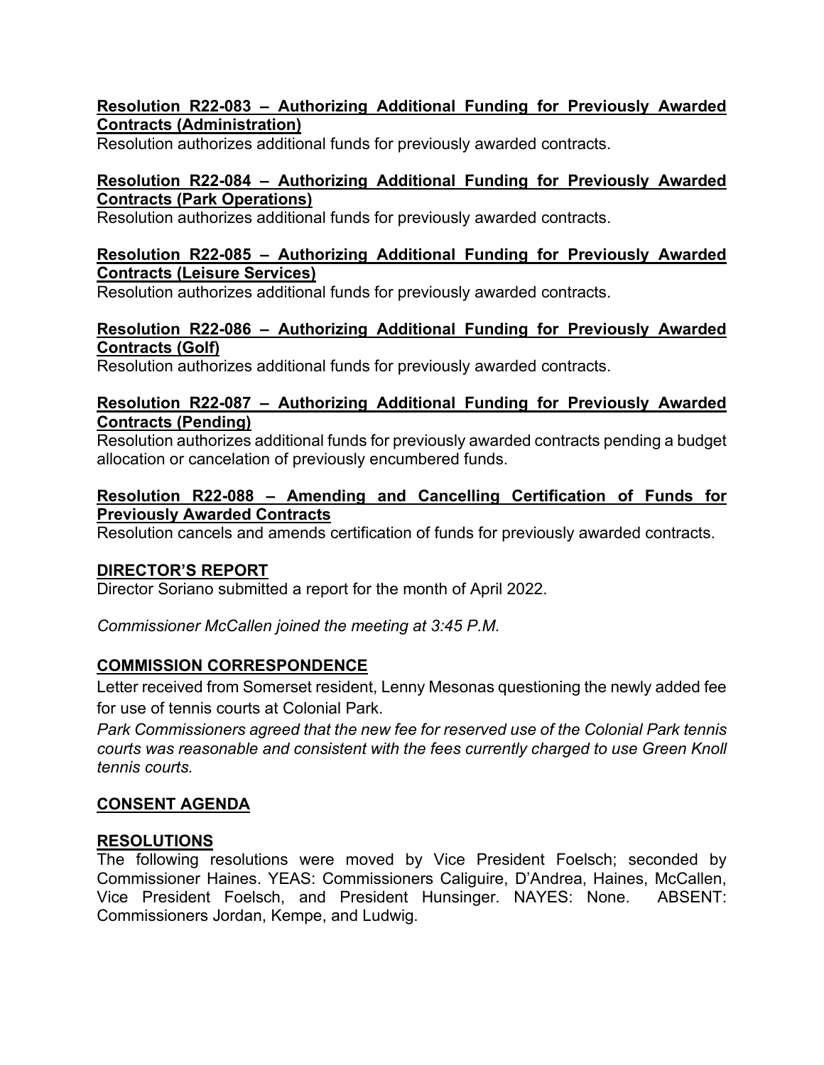**Resolution R22-083 – Authorizing Additional Funding for Previously Awarded Contracts (Administration)**

Resolution authorizes additional funds for previously awarded contracts.

**Resolution R22-084 – Authorizing Additional Funding for Previously Awarded Contracts (Park Operations)**

Resolution authorizes additional funds for previously awarded contracts.

**Resolution R22-085 – Authorizing Additional Funding for Previously Awarded Contracts (Leisure Services)**

Resolution authorizes additional funds for previously awarded contracts.

**Resolution R22-086 – Authorizing Additional Funding for Previously Awarded Contracts (Golf)**

Resolution authorizes additional funds for previously awarded contracts.

**Resolution R22-087 – Authorizing Additional Funding for Previously Awarded Contracts (Pending)**

Resolution authorizes additional funds for previously awarded contracts pending a budget allocation or cancelation of previously encumbered funds.

**Resolution R22-088 – Amending and Cancelling Certification of Funds for Previously Awarded Contracts**

Resolution cancels and amends certification of funds for previously awarded contracts.

**DIRECTOR'S REPORT**

Director Soriano submitted a report for the month of April 2022.

*Commissioner McCallen joined the meeting at 3:45 P.M.*

**COMMISSION CORRESPONDENCE**

Letter received from Somerset resident, Lenny Mesonas questioning the newly added fee for use of tennis courts at Colonial Park.

*Park Commissioners agreed that the new fee for reserved use of the Colonial Park tennis courts was reasonable and consistent with the fees currently charged to use Green Knoll tennis courts.*

**CONSENT AGENDA**

**RESOLUTIONS**

The following resolutions were moved by Vice President Foelsch; seconded by Commissioner Haines. YEAS: Commissioners Caliguire, D'Andrea, Haines, McCallen, Vice President Foelsch, and President Hunsinger. NAYES: None. ABSENT: Commissioners Jordan, Kempe, and Ludwig.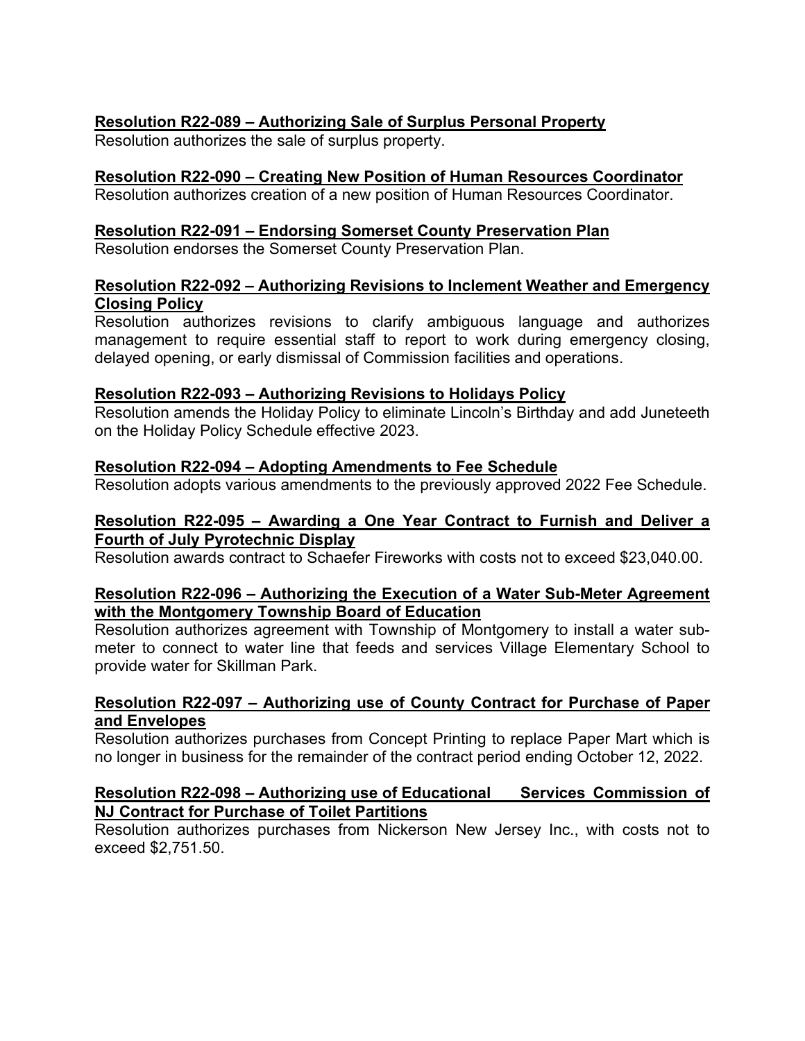**Resolution R22-089 – Authorizing Sale of Surplus Personal Property**
Resolution authorizes the sale of surplus property.

**Resolution R22-090 – Creating New Position of Human Resources Coordinator**
Resolution authorizes creation of a new position of Human Resources Coordinator.

**Resolution R22-091 – Endorsing Somerset County Preservation Plan**
Resolution endorses the Somerset County Preservation Plan.

**Resolution R22-092 – Authorizing Revisions to Inclement Weather and Emergency Closing Policy**
Resolution authorizes revisions to clarify ambiguous language and authorizes management to require essential staff to report to work during emergency closing, delayed opening, or early dismissal of Commission facilities and operations.

**Resolution R22-093 – Authorizing Revisions to Holidays Policy**
Resolution amends the Holiday Policy to eliminate Lincoln's Birthday and add Juneteeth on the Holiday Policy Schedule effective 2023.

**Resolution R22-094 – Adopting Amendments to Fee Schedule**
Resolution adopts various amendments to the previously approved 2022 Fee Schedule.

**Resolution R22-095 – Awarding a One Year Contract to Furnish and Deliver a Fourth of July Pyrotechnic Display**
Resolution awards contract to Schaefer Fireworks with costs not to exceed $23,040.00.

**Resolution R22-096 – Authorizing the Execution of a Water Sub-Meter Agreement with the Montgomery Township Board of Education**
Resolution authorizes agreement with Township of Montgomery to install a water sub-meter to connect to water line that feeds and services Village Elementary School to provide water for Skillman Park.

**Resolution R22-097 – Authorizing use of County Contract for Purchase of Paper and Envelopes**
Resolution authorizes purchases from Concept Printing to replace Paper Mart which is no longer in business for the remainder of the contract period ending October 12, 2022.

**Resolution R22-098 – Authorizing use of Educational Services Commission of NJ Contract for Purchase of Toilet Partitions**
Resolution authorizes purchases from Nickerson New Jersey Inc., with costs not to exceed $2,751.50.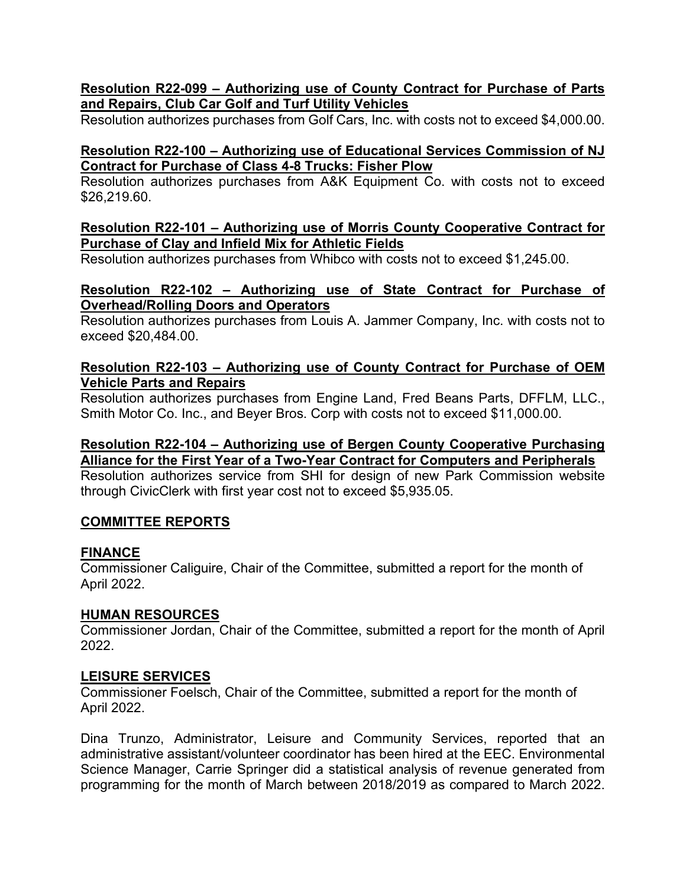**Resolution R22-099 – Authorizing use of County Contract for Purchase of Parts and Repairs, Club Car Golf and Turf Utility Vehicles**

Resolution authorizes purchases from Golf Cars, Inc. with costs not to exceed $4,000.00.

**Resolution R22-100 – Authorizing use of Educational Services Commission of NJ Contract for Purchase of Class 4-8 Trucks: Fisher Plow**

Resolution authorizes purchases from A&K Equipment Co. with costs not to exceed $26,219.60.

**Resolution R22-101 – Authorizing use of Morris County Cooperative Contract for Purchase of Clay and Infield Mix for Athletic Fields**

Resolution authorizes purchases from Whibco with costs not to exceed $1,245.00.

**Resolution R22-102 – Authorizing use of State Contract for Purchase of Overhead/Rolling Doors and Operators**

Resolution authorizes purchases from Louis A. Jammer Company, Inc. with costs not to exceed $20,484.00.

**Resolution R22-103 – Authorizing use of County Contract for Purchase of OEM Vehicle Parts and Repairs**

Resolution authorizes purchases from Engine Land, Fred Beans Parts, DFFLM, LLC., Smith Motor Co. Inc., and Beyer Bros. Corp with costs not to exceed $11,000.00.

**Resolution R22-104 – Authorizing use of Bergen County Cooperative Purchasing Alliance for the First Year of a Two-Year Contract for Computers and Peripherals**

Resolution authorizes service from SHI for design of new Park Commission website through CivicClerk with first year cost not to exceed $5,935.05.

## COMMITTEE REPORTS

### FINANCE

Commissioner Caliguire, Chair of the Committee, submitted a report for the month of April 2022.

### HUMAN RESOURCES

Commissioner Jordan, Chair of the Committee, submitted a report for the month of April 2022.

### LEISURE SERVICES

Commissioner Foelsch, Chair of the Committee, submitted a report for the month of April 2022.

Dina Trunzo, Administrator, Leisure and Community Services, reported that an administrative assistant/volunteer coordinator has been hired at the EEC. Environmental Science Manager, Carrie Springer did a statistical analysis of revenue generated from programming for the month of March between 2018/2019 as compared to March 2022.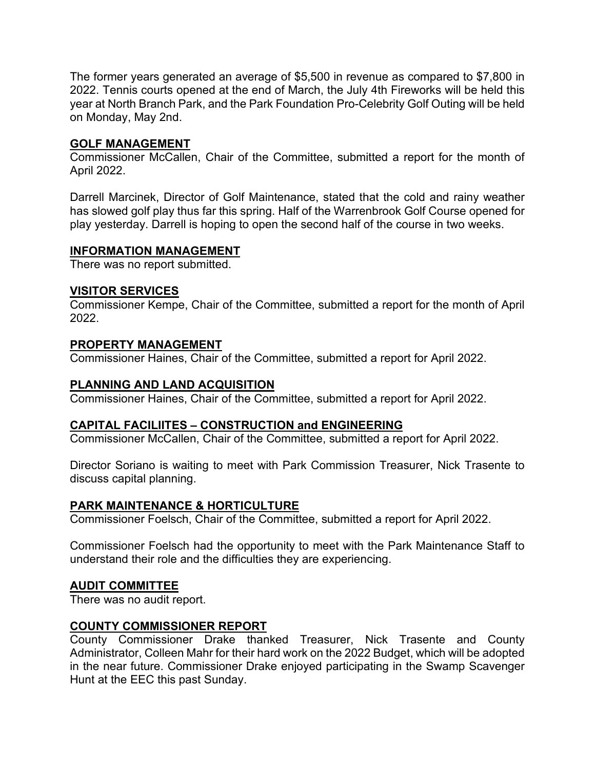The former years generated an average of $5,500 in revenue as compared to $7,800 in 2022. Tennis courts opened at the end of March, the July 4th Fireworks will be held this year at North Branch Park, and the Park Foundation Pro-Celebrity Golf Outing will be held on Monday, May 2nd.

## GOLF MANAGEMENT

Commissioner McCallen, Chair of the Committee, submitted a report for the month of April 2022.

Darrell Marcinek, Director of Golf Maintenance, stated that the cold and rainy weather has slowed golf play thus far this spring. Half of the Warrenbrook Golf Course opened for play yesterday. Darrell is hoping to open the second half of the course in two weeks.

## INFORMATION MANAGEMENT

There was no report submitted.

## VISITOR SERVICES

Commissioner Kempe, Chair of the Committee, submitted a report for the month of April 2022.

## PROPERTY MANAGEMENT

Commissioner Haines, Chair of the Committee, submitted a report for April 2022.

## PLANNING AND LAND ACQUISITION

Commissioner Haines, Chair of the Committee, submitted a report for April 2022.

## CAPITAL FACILIITES – CONSTRUCTION and ENGINEERING

Commissioner McCallen, Chair of the Committee, submitted a report for April 2022.

Director Soriano is waiting to meet with Park Commission Treasurer, Nick Trasente to discuss capital planning.

## PARK MAINTENANCE & HORTICULTURE

Commissioner Foelsch, Chair of the Committee, submitted a report for April 2022.

Commissioner Foelsch had the opportunity to meet with the Park Maintenance Staff to understand their role and the difficulties they are experiencing.

## AUDIT COMMITTEE

There was no audit report.

## COUNTY COMMISSIONER REPORT

County Commissioner Drake thanked Treasurer, Nick Trasente and County Administrator, Colleen Mahr for their hard work on the 2022 Budget, which will be adopted in the near future. Commissioner Drake enjoyed participating in the Swamp Scavenger Hunt at the EEC this past Sunday.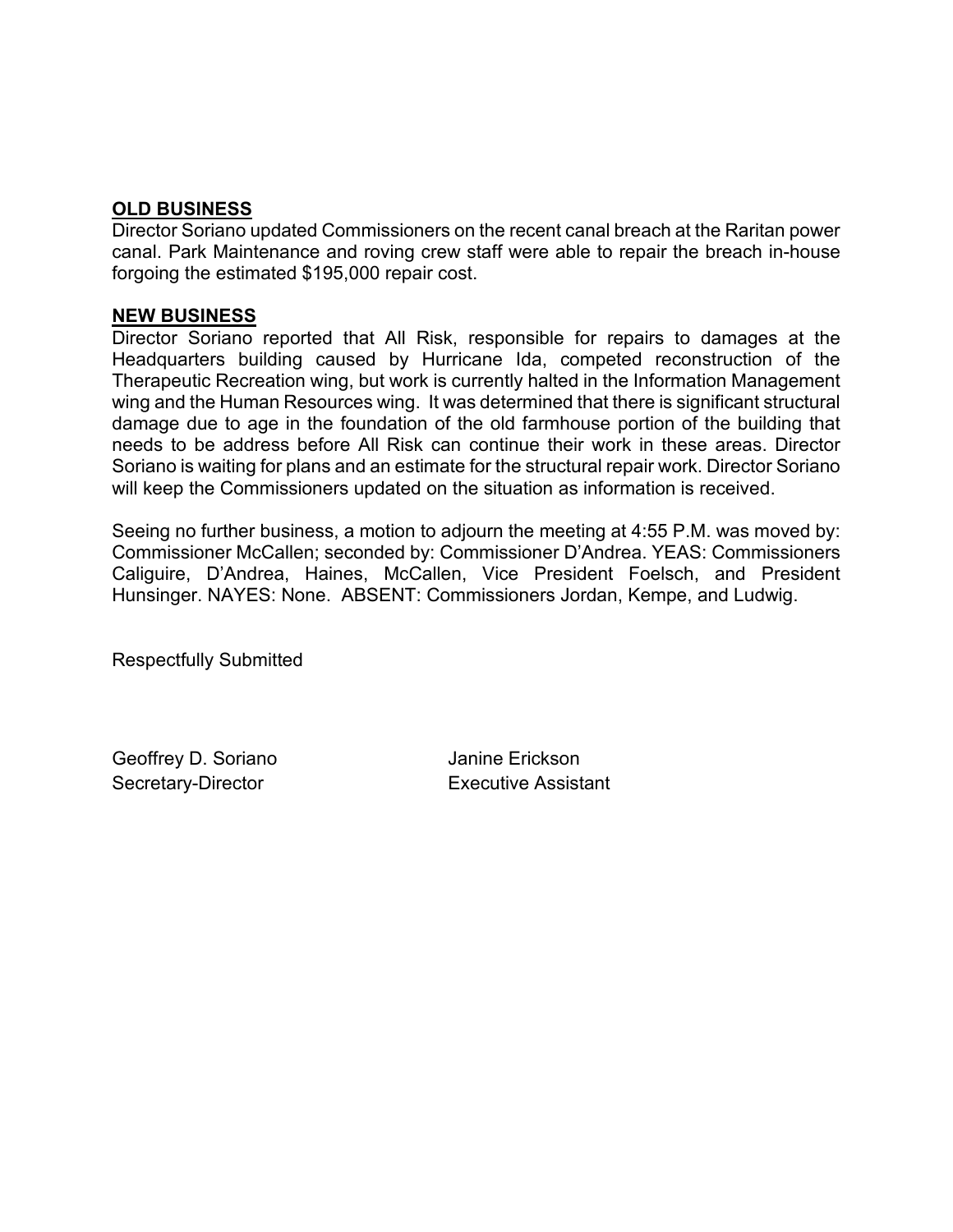**OLD BUSINESS**

Director Soriano updated Commissioners on the recent canal breach at the Raritan power canal. Park Maintenance and roving crew staff were able to repair the breach in-house forgoing the estimated $195,000 repair cost.

**NEW BUSINESS**

Director Soriano reported that All Risk, responsible for repairs to damages at the Headquarters building caused by Hurricane Ida, competed reconstruction of the Therapeutic Recreation wing, but work is currently halted in the Information Management wing and the Human Resources wing. It was determined that there is significant structural damage due to age in the foundation of the old farmhouse portion of the building that needs to be address before All Risk can continue their work in these areas. Director Soriano is waiting for plans and an estimate for the structural repair work. Director Soriano will keep the Commissioners updated on the situation as information is received.

Seeing no further business, a motion to adjourn the meeting at 4:55 P.M. was moved by: Commissioner McCallen; seconded by: Commissioner D'Andrea. YEAS: Commissioners Caliguire, D'Andrea, Haines, McCallen, Vice President Foelsch, and President Hunsinger. NAYES: None. ABSENT: Commissioners Jordan, Kempe, and Ludwig.

Respectfully Submitted

Geoffrey D. Soriano
Secretary-Director

Janine Erickson
Executive Assistant